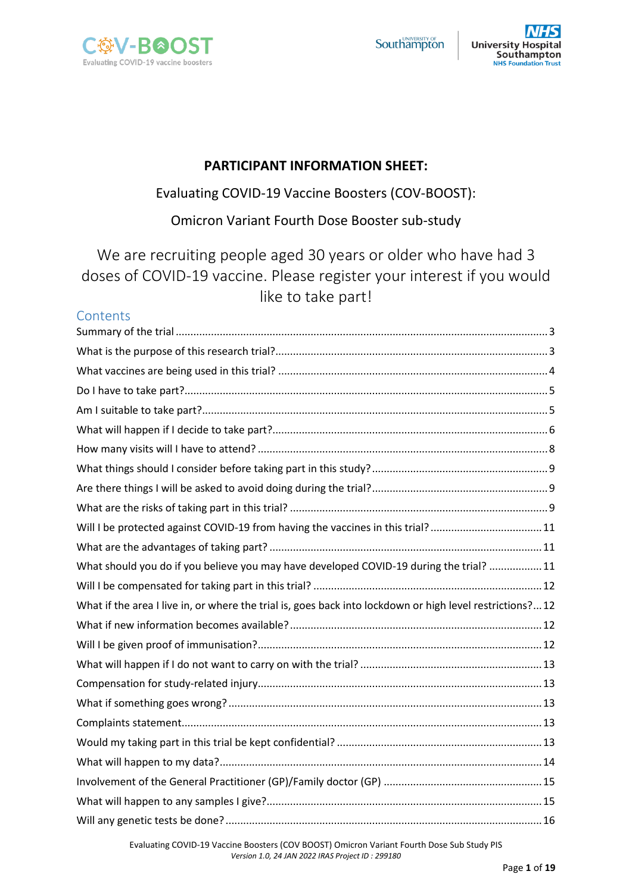# PARTICIPANT INFORMATION SHEET:

## Evaluating COVID-19 Vaccine Boosters (COV-BOOST):

## Omicron Variant Fourth Dose Booster sub-study

We are recruiting people aged 30 years or older who have had 3 doses of COVID-19 vaccine. Please register your interest if you would like to take part!

## Contents

- Summary of the trial ....... 3
- What is the purpose of this research trial? ....... 3
- What vaccines are being used in this trial? ....... 4
- Do I have to take part? ....... 5
- Am I suitable to take part? ....... 5
- What will happen if I decide to take part? ....... 6
- How many visits will I have to attend? ....... 8
- What things should I consider before taking part in this study? ....... 9
- Are there things I will be asked to avoid doing during the trial? ....... 9
- What are the risks of taking part in this trial? ....... 9
- Will I be protected against COVID-19 from having the vaccines in this trial? ....... 11
- What are the advantages of taking part? ....... 11
- What should you do if you believe you may have developed COVID-19 during the trial? ....... 11
- Will I be compensated for taking part in this trial? ....... 12
- What if the area I live in, or where the trial is, goes back into lockdown or high level restrictions? ....... 12
- What if new information becomes available? ....... 12
- Will I be given proof of immunisation? ....... 12
- What will happen if I do not want to carry on with the trial? ....... 13
- Compensation for study-related injury ....... 13
- What if something goes wrong? ....... 13
- Complaints statement ....... 13
- Would my taking part in this trial be kept confidential? ....... 13
- What will happen to my data? ....... 14
- Involvement of the General Practitioner (GP)/Family doctor (GP) ....... 15
- What will happen to any samples I give? ....... 15
- Will any genetic tests be done? ....... 16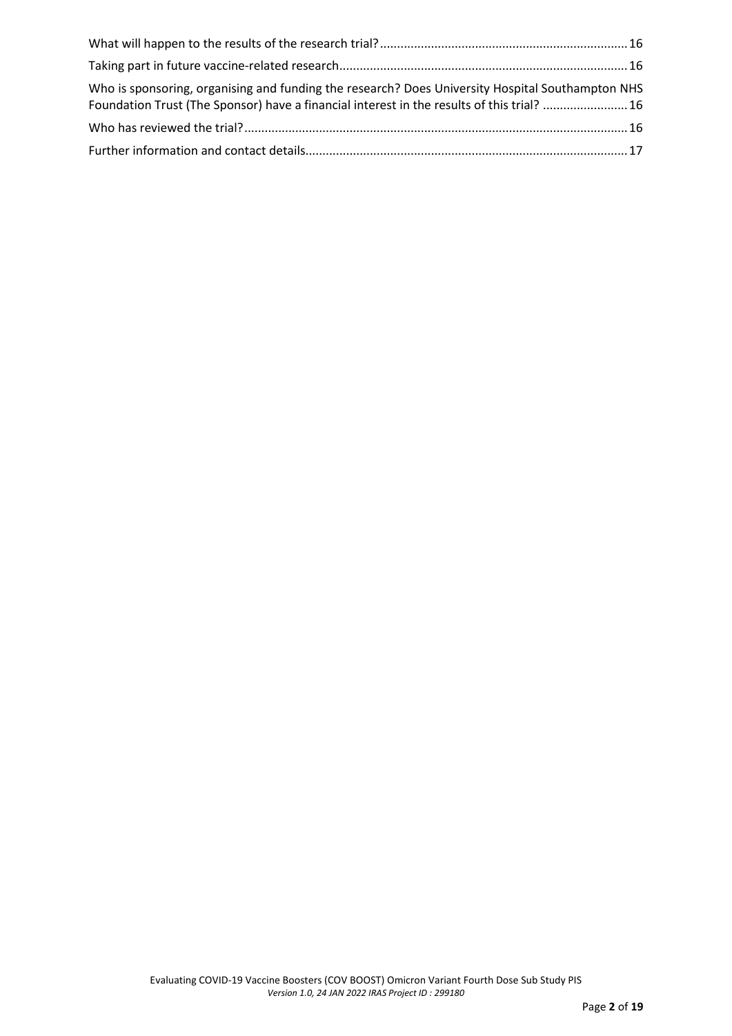What will happen to the results of the research trial? ........ 16

Taking part in future vaccine-related research ........ 16

Who is sponsoring, organising and funding the research? Does University Hospital Southampton NHS Foundation Trust (The Sponsor) have a financial interest in the results of this trial? ........ 16

Who has reviewed the trial? ........ 16

Further information and contact details ........ 17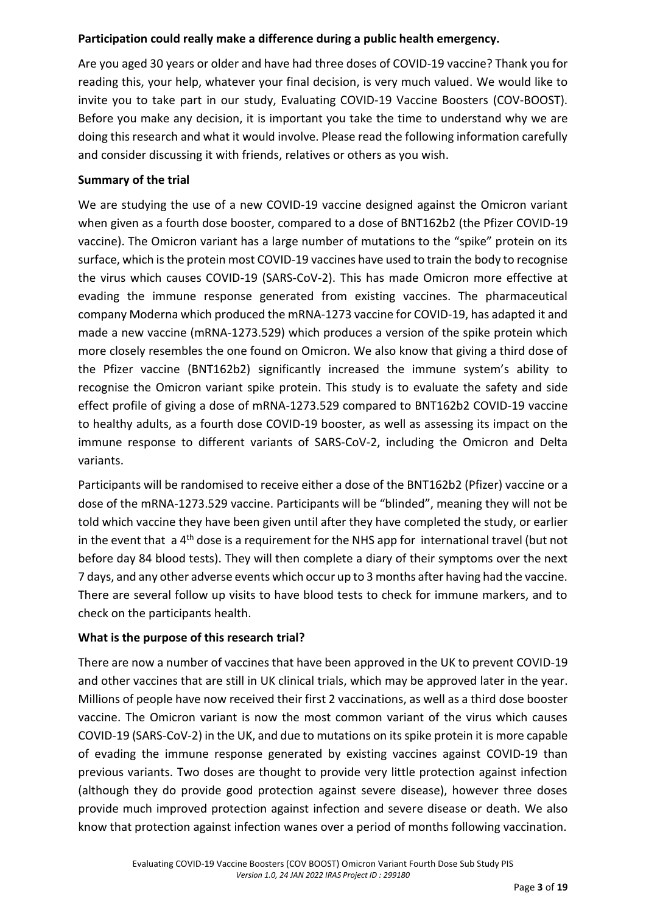**Participation could really make a difference during a public health emergency.**

Are you aged 30 years or older and have had three doses of COVID-19 vaccine? Thank you for reading this, your help, whatever your final decision, is very much valued. We would like to invite you to take part in our study, Evaluating COVID-19 Vaccine Boosters (COV-BOOST). Before you make any decision, it is important you take the time to understand why we are doing this research and what it would involve. Please read the following information carefully and consider discussing it with friends, relatives or others as you wish.

**Summary of the trial**

We are studying the use of a new COVID-19 vaccine designed against the Omicron variant when given as a fourth dose booster, compared to a dose of BNT162b2 (the Pfizer COVID-19 vaccine). The Omicron variant has a large number of mutations to the "spike" protein on its surface, which is the protein most COVID-19 vaccines have used to train the body to recognise the virus which causes COVID-19 (SARS-CoV-2). This has made Omicron more effective at evading the immune response generated from existing vaccines. The pharmaceutical company Moderna which produced the mRNA-1273 vaccine for COVID-19, has adapted it and made a new vaccine (mRNA-1273.529) which produces a version of the spike protein which more closely resembles the one found on Omicron. We also know that giving a third dose of the Pfizer vaccine (BNT162b2) significantly increased the immune system's ability to recognise the Omicron variant spike protein. This study is to evaluate the safety and side effect profile of giving a dose of mRNA-1273.529 compared to BNT162b2 COVID-19 vaccine to healthy adults, as a fourth dose COVID-19 booster, as well as assessing its impact on the immune response to different variants of SARS-CoV-2, including the Omicron and Delta variants.

Participants will be randomised to receive either a dose of the BNT162b2 (Pfizer) vaccine or a dose of the mRNA-1273.529 vaccine. Participants will be "blinded", meaning they will not be told which vaccine they have been given until after they have completed the study, or earlier in the event that a 4th dose is a requirement for the NHS app for international travel (but not before day 84 blood tests). They will then complete a diary of their symptoms over the next 7 days, and any other adverse events which occur up to 3 months after having had the vaccine. There are several follow up visits to have blood tests to check for immune markers, and to check on the participants health.

**What is the purpose of this research trial?**

There are now a number of vaccines that have been approved in the UK to prevent COVID-19 and other vaccines that are still in UK clinical trials, which may be approved later in the year. Millions of people have now received their first 2 vaccinations, as well as a third dose booster vaccine. The Omicron variant is now the most common variant of the virus which causes COVID-19 (SARS-CoV-2) in the UK, and due to mutations on its spike protein it is more capable of evading the immune response generated by existing vaccines against COVID-19 than previous variants. Two doses are thought to provide very little protection against infection (although they do provide good protection against severe disease), however three doses provide much improved protection against infection and severe disease or death. We also know that protection against infection wanes over a period of months following vaccination.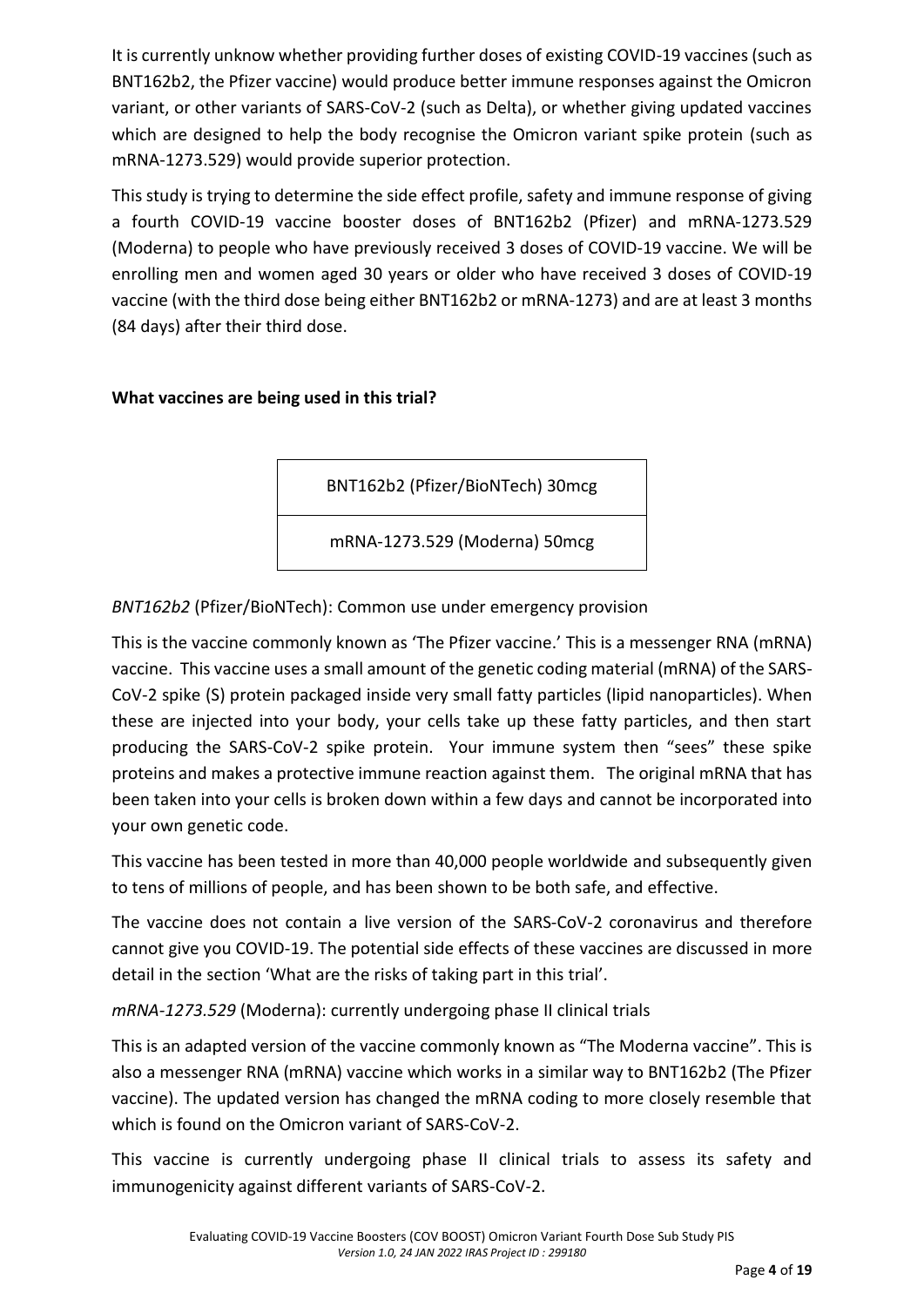It is currently unknow whether providing further doses of existing COVID-19 vaccines (such as BNT162b2, the Pfizer vaccine) would produce better immune responses against the Omicron variant, or other variants of SARS-CoV-2 (such as Delta), or whether giving updated vaccines which are designed to help the body recognise the Omicron variant spike protein (such as mRNA-1273.529) would provide superior protection.

This study is trying to determine the side effect profile, safety and immune response of giving a fourth COVID-19 vaccine booster doses of BNT162b2 (Pfizer) and mRNA-1273.529 (Moderna) to people who have previously received 3 doses of COVID-19 vaccine. We will be enrolling men and women aged 30 years or older who have received 3 doses of COVID-19 vaccine (with the third dose being either BNT162b2 or mRNA-1273) and are at least 3 months (84 days) after their third dose.

**What vaccines are being used in this trial?**

| BNT162b2 (Pfizer/BioNTech) 30mcg |
|---|
| mRNA-1273.529 (Moderna) 50mcg |

*BNT162b2* (Pfizer/BioNTech): Common use under emergency provision

This is the vaccine commonly known as 'The Pfizer vaccine.' This is a messenger RNA (mRNA) vaccine. This vaccine uses a small amount of the genetic coding material (mRNA) of the SARS-CoV-2 spike (S) protein packaged inside very small fatty particles (lipid nanoparticles). When these are injected into your body, your cells take up these fatty particles, and then start producing the SARS-CoV-2 spike protein. Your immune system then "sees" these spike proteins and makes a protective immune reaction against them. The original mRNA that has been taken into your cells is broken down within a few days and cannot be incorporated into your own genetic code.

This vaccine has been tested in more than 40,000 people worldwide and subsequently given to tens of millions of people, and has been shown to be both safe, and effective.

The vaccine does not contain a live version of the SARS-CoV-2 coronavirus and therefore cannot give you COVID-19. The potential side effects of these vaccines are discussed in more detail in the section 'What are the risks of taking part in this trial'.

*mRNA-1273.529* (Moderna): currently undergoing phase II clinical trials

This is an adapted version of the vaccine commonly known as "The Moderna vaccine". This is also a messenger RNA (mRNA) vaccine which works in a similar way to BNT162b2 (The Pfizer vaccine). The updated version has changed the mRNA coding to more closely resemble that which is found on the Omicron variant of SARS-CoV-2.

This vaccine is currently undergoing phase II clinical trials to assess its safety and immunogenicity against different variants of SARS-CoV-2.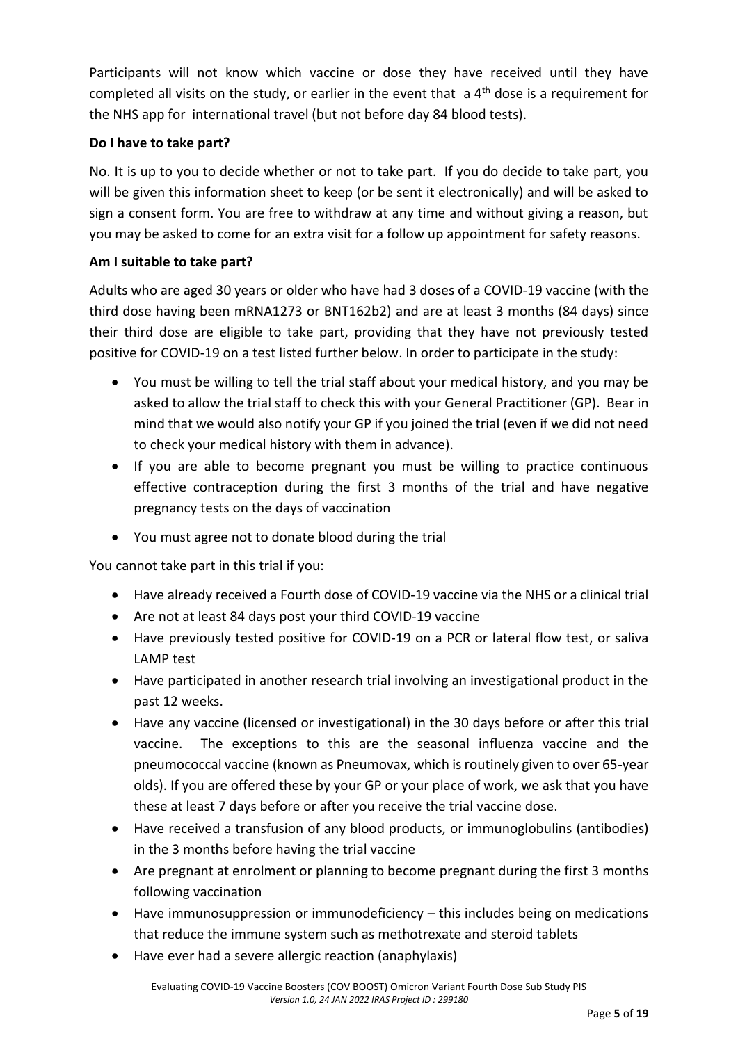Participants will not know which vaccine or dose they have received until they have completed all visits on the study, or earlier in the event that a 4th dose is a requirement for the NHS app for international travel (but not before day 84 blood tests).

**Do I have to take part?**

No. It is up to you to decide whether or not to take part. If you do decide to take part, you will be given this information sheet to keep (or be sent it electronically) and will be asked to sign a consent form. You are free to withdraw at any time and without giving a reason, but you may be asked to come for an extra visit for a follow up appointment for safety reasons.

**Am I suitable to take part?**

Adults who are aged 30 years or older who have had 3 doses of a COVID-19 vaccine (with the third dose having been mRNA1273 or BNT162b2) and are at least 3 months (84 days) since their third dose are eligible to take part, providing that they have not previously tested positive for COVID-19 on a test listed further below. In order to participate in the study:

- You must be willing to tell the trial staff about your medical history, and you may be asked to allow the trial staff to check this with your General Practitioner (GP). Bear in mind that we would also notify your GP if you joined the trial (even if we did not need to check your medical history with them in advance).
- If you are able to become pregnant you must be willing to practice continuous effective contraception during the first 3 months of the trial and have negative pregnancy tests on the days of vaccination
- You must agree not to donate blood during the trial

You cannot take part in this trial if you:

- Have already received a Fourth dose of COVID-19 vaccine via the NHS or a clinical trial
- Are not at least 84 days post your third COVID-19 vaccine
- Have previously tested positive for COVID-19 on a PCR or lateral flow test, or saliva LAMP test
- Have participated in another research trial involving an investigational product in the past 12 weeks.
- Have any vaccine (licensed or investigational) in the 30 days before or after this trial vaccine. The exceptions to this are the seasonal influenza vaccine and the pneumococcal vaccine (known as Pneumovax, which is routinely given to over 65-year olds). If you are offered these by your GP or your place of work, we ask that you have these at least 7 days before or after you receive the trial vaccine dose.
- Have received a transfusion of any blood products, or immunoglobulins (antibodies) in the 3 months before having the trial vaccine
- Are pregnant at enrolment or planning to become pregnant during the first 3 months following vaccination
- Have immunosuppression or immunodeficiency – this includes being on medications that reduce the immune system such as methotrexate and steroid tablets
- Have ever had a severe allergic reaction (anaphylaxis)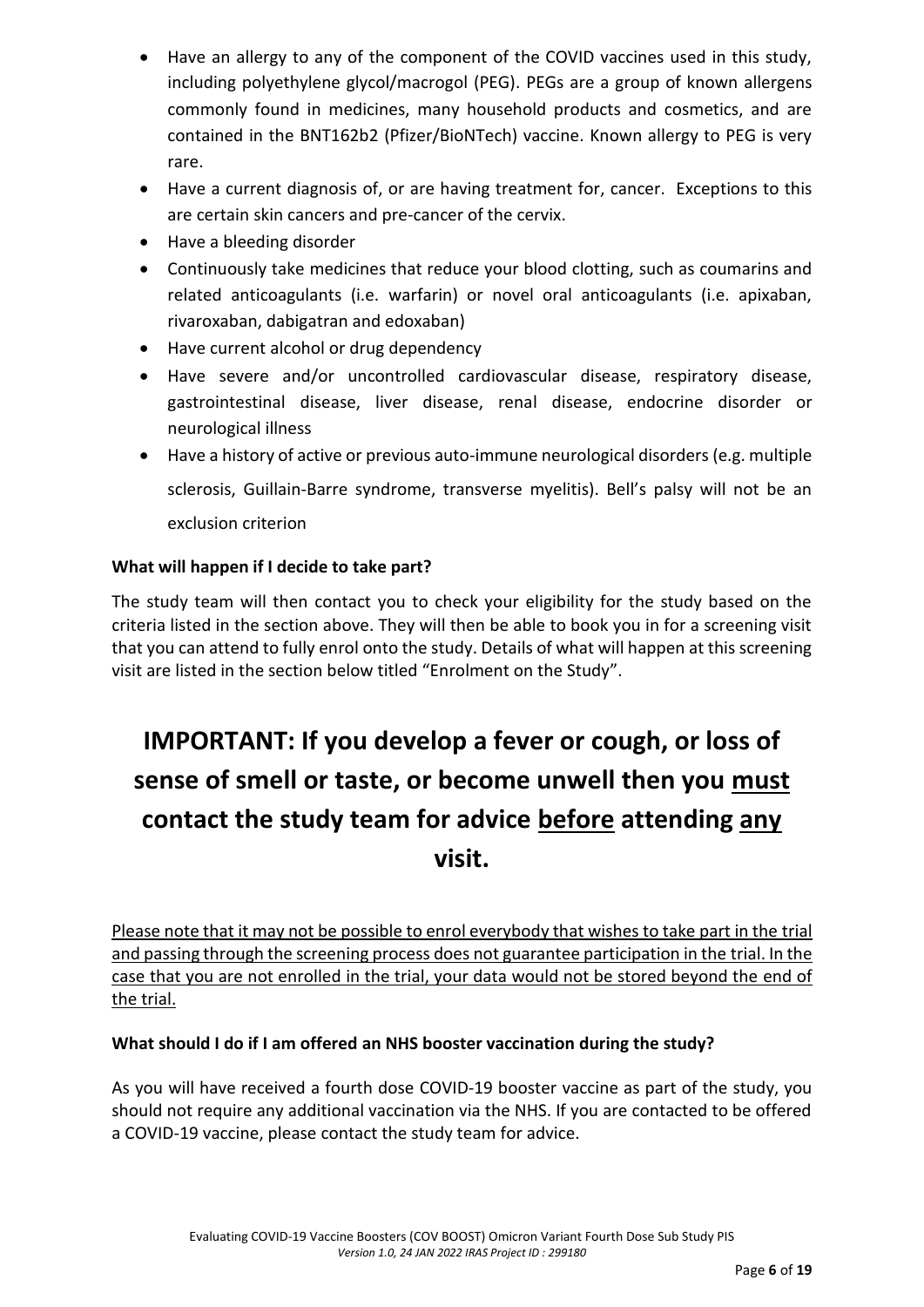- Have an allergy to any of the component of the COVID vaccines used in this study, including polyethylene glycol/macrogol (PEG). PEGs are a group of known allergens commonly found in medicines, many household products and cosmetics, and are contained in the BNT162b2 (Pfizer/BioNTech) vaccine. Known allergy to PEG is very rare.
- Have a current diagnosis of, or are having treatment for, cancer. Exceptions to this are certain skin cancers and pre-cancer of the cervix.
- Have a bleeding disorder
- Continuously take medicines that reduce your blood clotting, such as coumarins and related anticoagulants (i.e. warfarin) or novel oral anticoagulants (i.e. apixaban, rivaroxaban, dabigatran and edoxaban)
- Have current alcohol or drug dependency
- Have severe and/or uncontrolled cardiovascular disease, respiratory disease, gastrointestinal disease, liver disease, renal disease, endocrine disorder or neurological illness
- Have a history of active or previous auto-immune neurological disorders (e.g. multiple sclerosis, Guillain-Barre syndrome, transverse myelitis). Bell's palsy will not be an exclusion criterion

**What will happen if I decide to take part?**

The study team will then contact you to check your eligibility for the study based on the criteria listed in the section above. They will then be able to book you in for a screening visit that you can attend to fully enrol onto the study. Details of what will happen at this screening visit are listed in the section below titled "Enrolment on the Study".

# IMPORTANT: If you develop a fever or cough, or loss of sense of smell or taste, or become unwell then you <u>must</u> contact the study team for advice <u>before</u> attending <u>any</u> visit.

<u>Please note that it may not be possible to enrol everybody that wishes to take part in the trial and passing through the screening process does not guarantee participation in the trial. In the case that you are not enrolled in the trial, your data would not be stored beyond the end of the trial.</u>

**What should I do if I am offered an NHS booster vaccination during the study?**

As you will have received a fourth dose COVID-19 booster vaccine as part of the study, you should not require any additional vaccination via the NHS. If you are contacted to be offered a COVID-19 vaccine, please contact the study team for advice.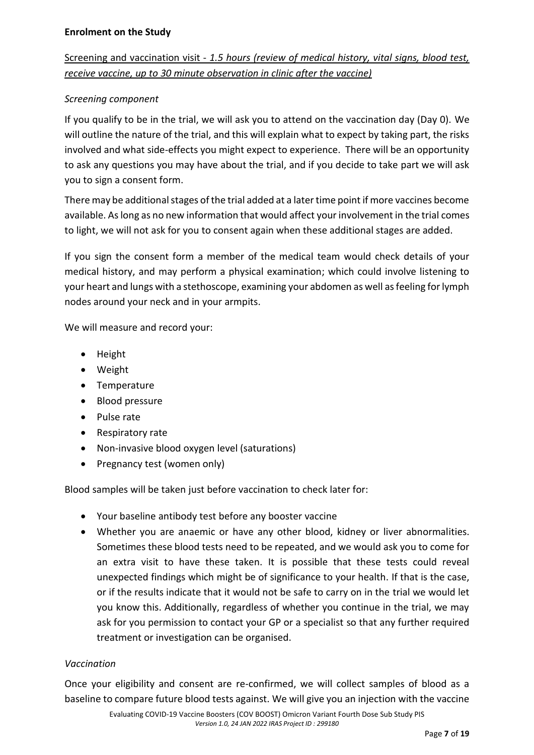**Enrolment on the Study**

<u>Screening and vaccination visit - *1.5 hours (review of medical history, vital signs, blood test, receive vaccine, up to 30 minute observation in clinic after the vaccine)*</u>

*Screening component*

If you qualify to be in the trial, we will ask you to attend on the vaccination day (Day 0). We will outline the nature of the trial, and this will explain what to expect by taking part, the risks involved and what side-effects you might expect to experience. There will be an opportunity to ask any questions you may have about the trial, and if you decide to take part we will ask you to sign a consent form.

There may be additional stages of the trial added at a later time point if more vaccines become available. As long as no new information that would affect your involvement in the trial comes to light, we will not ask for you to consent again when these additional stages are added.

If you sign the consent form a member of the medical team would check details of your medical history, and may perform a physical examination; which could involve listening to your heart and lungs with a stethoscope, examining your abdomen as well as feeling for lymph nodes around your neck and in your armpits.

We will measure and record your:

- Height
- Weight
- Temperature
- Blood pressure
- Pulse rate
- Respiratory rate
- Non-invasive blood oxygen level (saturations)
- Pregnancy test (women only)

Blood samples will be taken just before vaccination to check later for:

- Your baseline antibody test before any booster vaccine
- Whether you are anaemic or have any other blood, kidney or liver abnormalities. Sometimes these blood tests need to be repeated, and we would ask you to come for an extra visit to have these taken. It is possible that these tests could reveal unexpected findings which might be of significance to your health. If that is the case, or if the results indicate that it would not be safe to carry on in the trial we would let you know this. Additionally, regardless of whether you continue in the trial, we may ask for you permission to contact your GP or a specialist so that any further required treatment or investigation can be organised.

*Vaccination*

Once your eligibility and consent are re-confirmed, we will collect samples of blood as a baseline to compare future blood tests against. We will give you an injection with the vaccine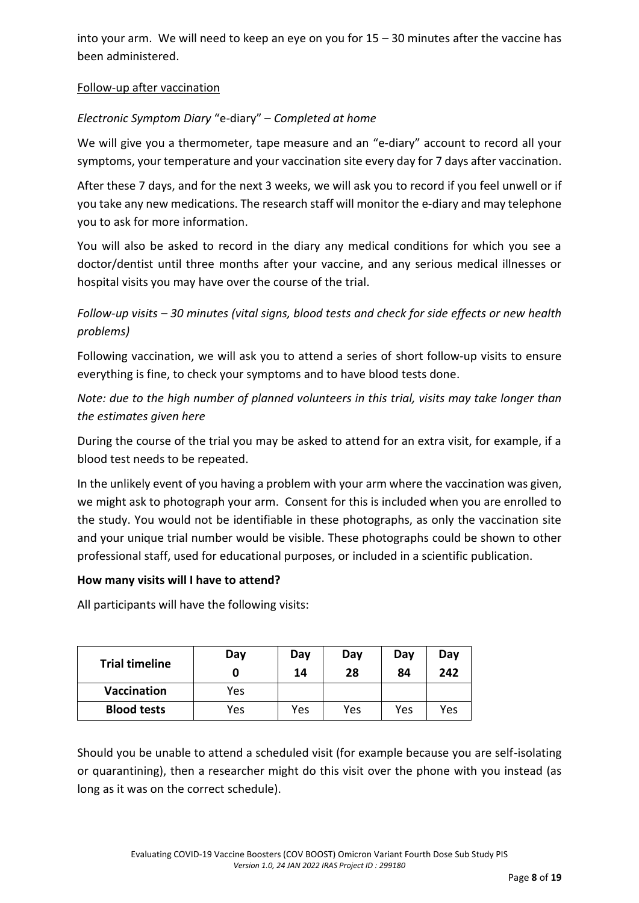into your arm. We will need to keep an eye on you for 15 – 30 minutes after the vaccine has been administered.

Follow-up after vaccination

*Electronic Symptom Diary* "e-diary" – *Completed at home*

We will give you a thermometer, tape measure and an "e-diary" account to record all your symptoms, your temperature and your vaccination site every day for 7 days after vaccination.

After these 7 days, and for the next 3 weeks, we will ask you to record if you feel unwell or if you take any new medications. The research staff will monitor the e-diary and may telephone you to ask for more information.

You will also be asked to record in the diary any medical conditions for which you see a doctor/dentist until three months after your vaccine, and any serious medical illnesses or hospital visits you may have over the course of the trial.

*Follow-up visits – 30 minutes (vital signs, blood tests and check for side effects or new health problems)*

Following vaccination, we will ask you to attend a series of short follow-up visits to ensure everything is fine, to check your symptoms and to have blood tests done.

*Note: due to the high number of planned volunteers in this trial, visits may take longer than the estimates given here*

During the course of the trial you may be asked to attend for an extra visit, for example, if a blood test needs to be repeated.

In the unlikely event of you having a problem with your arm where the vaccination was given, we might ask to photograph your arm. Consent for this is included when you are enrolled to the study. You would not be identifiable in these photographs, as only the vaccination site and your unique trial number would be visible. These photographs could be shown to other professional staff, used for educational purposes, or included in a scientific publication.

**How many visits will I have to attend?**

All participants will have the following visits:

| **Trial timeline** | **Day 0** | **Day 14** | **Day 28** | **Day 84** | **Day 242** |
|---|---|---|---|---|---|
| **Vaccination** | Yes | | | | |
| **Blood tests** | Yes | Yes | Yes | Yes | Yes |

Should you be unable to attend a scheduled visit (for example because you are self-isolating or quarantining), then a researcher might do this visit over the phone with you instead (as long as it was on the correct schedule).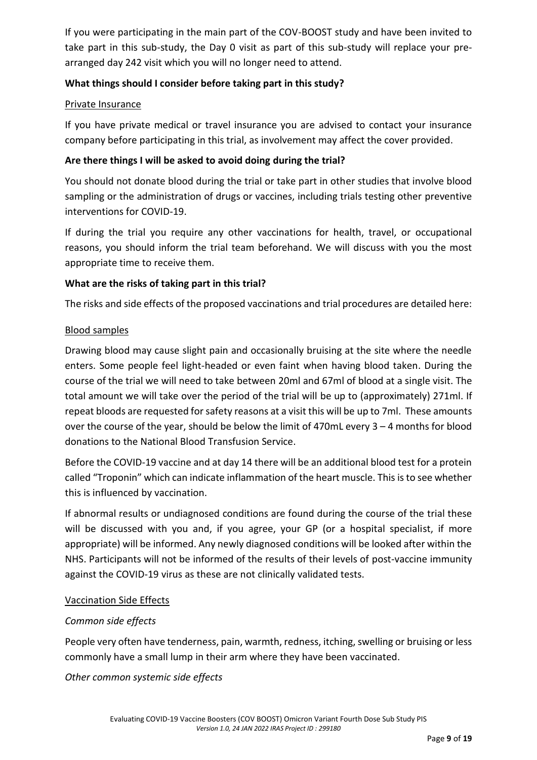If you were participating in the main part of the COV-BOOST study and have been invited to take part in this sub-study, the Day 0 visit as part of this sub-study will replace your pre-arranged day 242 visit which you will no longer need to attend.

**What things should I consider before taking part in this study?**

Private Insurance

If you have private medical or travel insurance you are advised to contact your insurance company before participating in this trial, as involvement may affect the cover provided.

**Are there things I will be asked to avoid doing during the trial?**

You should not donate blood during the trial or take part in other studies that involve blood sampling or the administration of drugs or vaccines, including trials testing other preventive interventions for COVID-19.

If during the trial you require any other vaccinations for health, travel, or occupational reasons, you should inform the trial team beforehand. We will discuss with you the most appropriate time to receive them.

**What are the risks of taking part in this trial?**

The risks and side effects of the proposed vaccinations and trial procedures are detailed here:

Blood samples

Drawing blood may cause slight pain and occasionally bruising at the site where the needle enters. Some people feel light-headed or even faint when having blood taken. During the course of the trial we will need to take between 20ml and 67ml of blood at a single visit. The total amount we will take over the period of the trial will be up to (approximately) 271ml. If repeat bloods are requested for safety reasons at a visit this will be up to 7ml. These amounts over the course of the year, should be below the limit of 470mL every 3 – 4 months for blood donations to the National Blood Transfusion Service.

Before the COVID-19 vaccine and at day 14 there will be an additional blood test for a protein called "Troponin" which can indicate inflammation of the heart muscle. This is to see whether this is influenced by vaccination.

If abnormal results or undiagnosed conditions are found during the course of the trial these will be discussed with you and, if you agree, your GP (or a hospital specialist, if more appropriate) will be informed. Any newly diagnosed conditions will be looked after within the NHS. Participants will not be informed of the results of their levels of post-vaccine immunity against the COVID-19 virus as these are not clinically validated tests.

Vaccination Side Effects

*Common side effects*

People very often have tenderness, pain, warmth, redness, itching, swelling or bruising or less commonly have a small lump in their arm where they have been vaccinated.

*Other common systemic side effects*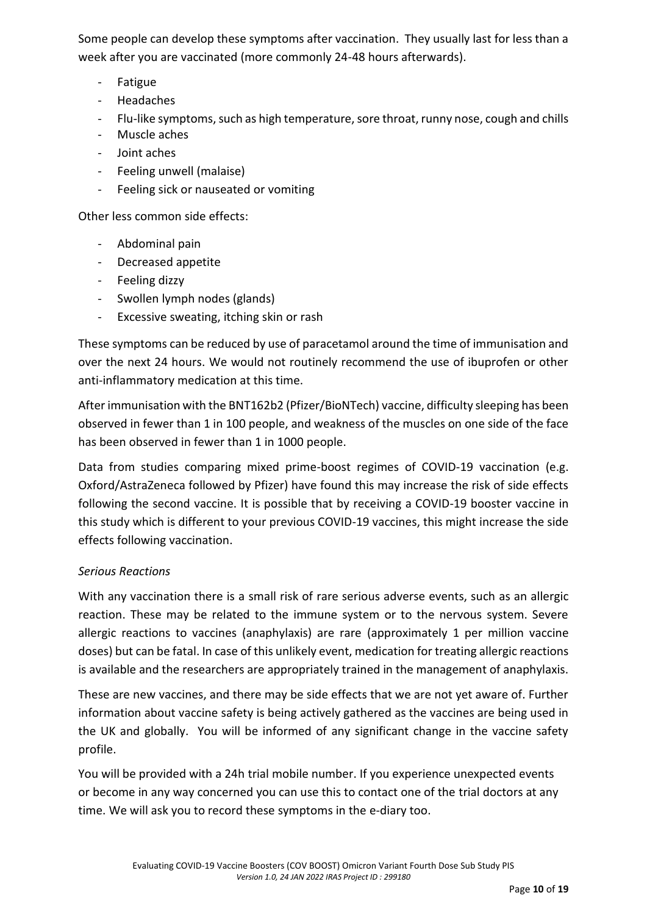Some people can develop these symptoms after vaccination. They usually last for less than a week after you are vaccinated (more commonly 24-48 hours afterwards).

- Fatigue
- Headaches
- Flu-like symptoms, such as high temperature, sore throat, runny nose, cough and chills
- Muscle aches
- Joint aches
- Feeling unwell (malaise)
- Feeling sick or nauseated or vomiting

Other less common side effects:

- Abdominal pain
- Decreased appetite
- Feeling dizzy
- Swollen lymph nodes (glands)
- Excessive sweating, itching skin or rash

These symptoms can be reduced by use of paracetamol around the time of immunisation and over the next 24 hours. We would not routinely recommend the use of ibuprofen or other anti-inflammatory medication at this time.

After immunisation with the BNT162b2 (Pfizer/BioNTech) vaccine, difficulty sleeping has been observed in fewer than 1 in 100 people, and weakness of the muscles on one side of the face has been observed in fewer than 1 in 1000 people.

Data from studies comparing mixed prime-boost regimes of COVID-19 vaccination (e.g. Oxford/AstraZeneca followed by Pfizer) have found this may increase the risk of side effects following the second vaccine. It is possible that by receiving a COVID-19 booster vaccine in this study which is different to your previous COVID-19 vaccines, this might increase the side effects following vaccination.

*Serious Reactions*

With any vaccination there is a small risk of rare serious adverse events, such as an allergic reaction. These may be related to the immune system or to the nervous system. Severe allergic reactions to vaccines (anaphylaxis) are rare (approximately 1 per million vaccine doses) but can be fatal. In case of this unlikely event, medication for treating allergic reactions is available and the researchers are appropriately trained in the management of anaphylaxis.

These are new vaccines, and there may be side effects that we are not yet aware of. Further information about vaccine safety is being actively gathered as the vaccines are being used in the UK and globally. You will be informed of any significant change in the vaccine safety profile.

You will be provided with a 24h trial mobile number. If you experience unexpected events or become in any way concerned you can use this to contact one of the trial doctors at any time. We will ask you to record these symptoms in the e-diary too.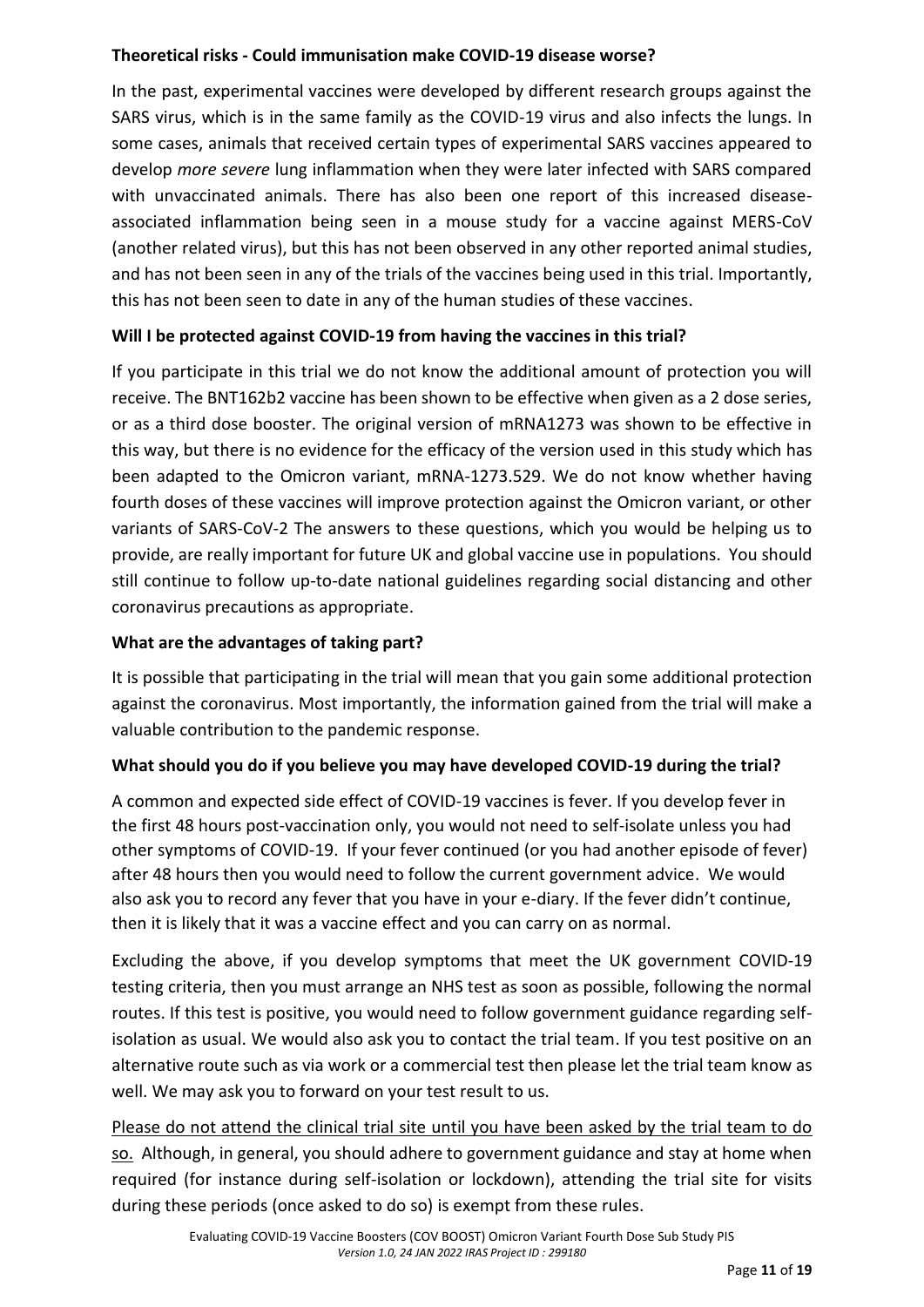**Theoretical risks - Could immunisation make COVID-19 disease worse?**

In the past, experimental vaccines were developed by different research groups against the SARS virus, which is in the same family as the COVID-19 virus and also infects the lungs. In some cases, animals that received certain types of experimental SARS vaccines appeared to develop *more severe* lung inflammation when they were later infected with SARS compared with unvaccinated animals. There has also been one report of this increased disease-associated inflammation being seen in a mouse study for a vaccine against MERS-CoV (another related virus), but this has not been observed in any other reported animal studies, and has not been seen in any of the trials of the vaccines being used in this trial. Importantly, this has not been seen to date in any of the human studies of these vaccines.

**Will I be protected against COVID-19 from having the vaccines in this trial?**

If you participate in this trial we do not know the additional amount of protection you will receive. The BNT162b2 vaccine has been shown to be effective when given as a 2 dose series, or as a third dose booster. The original version of mRNA1273 was shown to be effective in this way, but there is no evidence for the efficacy of the version used in this study which has been adapted to the Omicron variant, mRNA-1273.529. We do not know whether having fourth doses of these vaccines will improve protection against the Omicron variant, or other variants of SARS-CoV-2 The answers to these questions, which you would be helping us to provide, are really important for future UK and global vaccine use in populations. You should still continue to follow up-to-date national guidelines regarding social distancing and other coronavirus precautions as appropriate.

**What are the advantages of taking part?**

It is possible that participating in the trial will mean that you gain some additional protection against the coronavirus. Most importantly, the information gained from the trial will make a valuable contribution to the pandemic response.

**What should you do if you believe you may have developed COVID-19 during the trial?**

A common and expected side effect of COVID-19 vaccines is fever. If you develop fever in the first 48 hours post-vaccination only, you would not need to self-isolate unless you had other symptoms of COVID-19. If your fever continued (or you had another episode of fever) after 48 hours then you would need to follow the current government advice. We would also ask you to record any fever that you have in your e-diary. If the fever didn't continue, then it is likely that it was a vaccine effect and you can carry on as normal.

Excluding the above, if you develop symptoms that meet the UK government COVID-19 testing criteria, then you must arrange an NHS test as soon as possible, following the normal routes. If this test is positive, you would need to follow government guidance regarding self-isolation as usual. We would also ask you to contact the trial team. If you test positive on an alternative route such as via work or a commercial test then please let the trial team know as well. We may ask you to forward on your test result to us.

<u>Please do not attend the clinical trial site until you have been asked by the trial team to do so.</u> Although, in general, you should adhere to government guidance and stay at home when required (for instance during self-isolation or lockdown), attending the trial site for visits during these periods (once asked to do so) is exempt from these rules.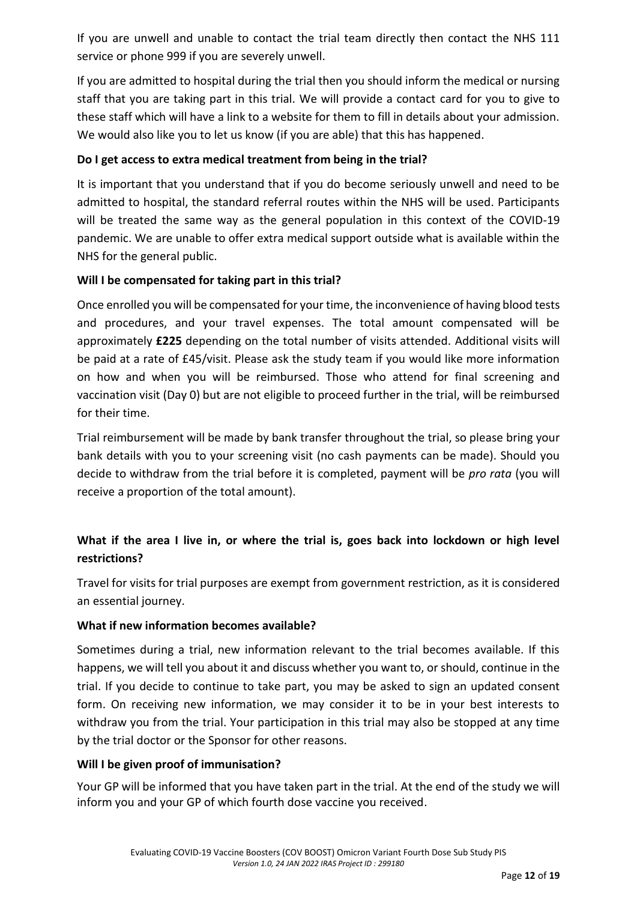If you are unwell and unable to contact the trial team directly then contact the NHS 111 service or phone 999 if you are severely unwell.

If you are admitted to hospital during the trial then you should inform the medical or nursing staff that you are taking part in this trial. We will provide a contact card for you to give to these staff which will have a link to a website for them to fill in details about your admission. We would also like you to let us know (if you are able) that this has happened.

**Do I get access to extra medical treatment from being in the trial?**

It is important that you understand that if you do become seriously unwell and need to be admitted to hospital, the standard referral routes within the NHS will be used. Participants will be treated the same way as the general population in this context of the COVID-19 pandemic. We are unable to offer extra medical support outside what is available within the NHS for the general public.

**Will I be compensated for taking part in this trial?**

Once enrolled you will be compensated for your time, the inconvenience of having blood tests and procedures, and your travel expenses. The total amount compensated will be approximately **£225** depending on the total number of visits attended. Additional visits will be paid at a rate of £45/visit. Please ask the study team if you would like more information on how and when you will be reimbursed. Those who attend for final screening and vaccination visit (Day 0) but are not eligible to proceed further in the trial, will be reimbursed for their time.

Trial reimbursement will be made by bank transfer throughout the trial, so please bring your bank details with you to your screening visit (no cash payments can be made). Should you decide to withdraw from the trial before it is completed, payment will be *pro rata* (you will receive a proportion of the total amount).

**What if the area I live in, or where the trial is, goes back into lockdown or high level restrictions?**

Travel for visits for trial purposes are exempt from government restriction, as it is considered an essential journey.

**What if new information becomes available?**

Sometimes during a trial, new information relevant to the trial becomes available. If this happens, we will tell you about it and discuss whether you want to, or should, continue in the trial. If you decide to continue to take part, you may be asked to sign an updated consent form. On receiving new information, we may consider it to be in your best interests to withdraw you from the trial. Your participation in this trial may also be stopped at any time by the trial doctor or the Sponsor for other reasons.

**Will I be given proof of immunisation?**

Your GP will be informed that you have taken part in the trial. At the end of the study we will inform you and your GP of which fourth dose vaccine you received.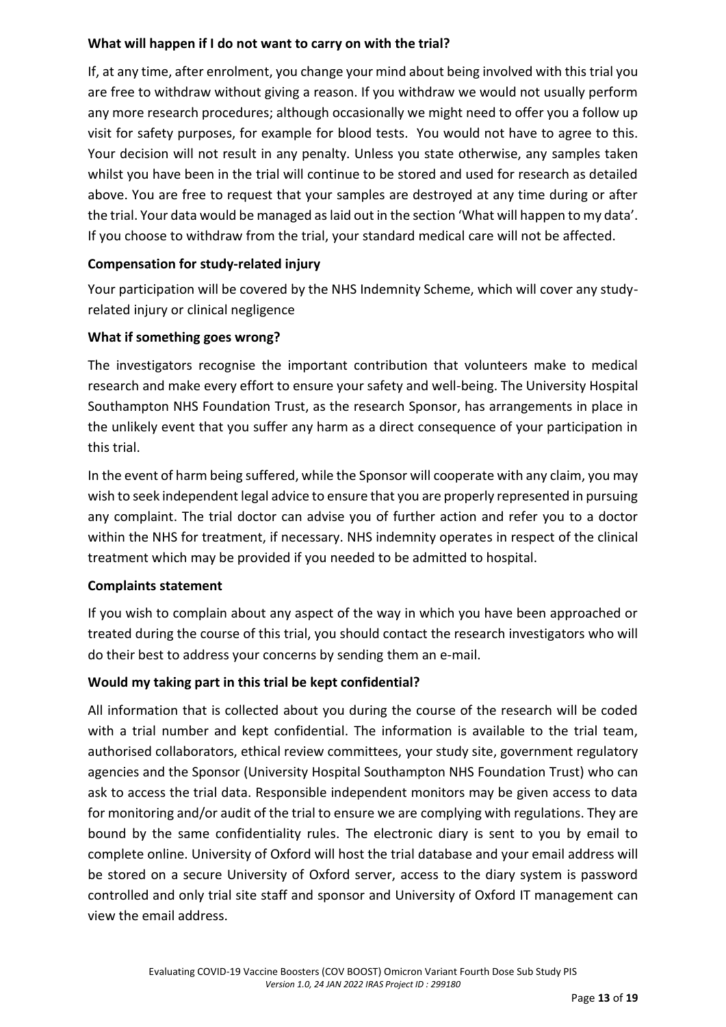**What will happen if I do not want to carry on with the trial?**

If, at any time, after enrolment, you change your mind about being involved with this trial you are free to withdraw without giving a reason. If you withdraw we would not usually perform any more research procedures; although occasionally we might need to offer you a follow up visit for safety purposes, for example for blood tests. You would not have to agree to this. Your decision will not result in any penalty. Unless you state otherwise, any samples taken whilst you have been in the trial will continue to be stored and used for research as detailed above. You are free to request that your samples are destroyed at any time during or after the trial. Your data would be managed as laid out in the section 'What will happen to my data'. If you choose to withdraw from the trial, your standard medical care will not be affected.

**Compensation for study-related injury**

Your participation will be covered by the NHS Indemnity Scheme, which will cover any study-related injury or clinical negligence

**What if something goes wrong?**

The investigators recognise the important contribution that volunteers make to medical research and make every effort to ensure your safety and well-being. The University Hospital Southampton NHS Foundation Trust, as the research Sponsor, has arrangements in place in the unlikely event that you suffer any harm as a direct consequence of your participation in this trial.

In the event of harm being suffered, while the Sponsor will cooperate with any claim, you may wish to seek independent legal advice to ensure that you are properly represented in pursuing any complaint. The trial doctor can advise you of further action and refer you to a doctor within the NHS for treatment, if necessary. NHS indemnity operates in respect of the clinical treatment which may be provided if you needed to be admitted to hospital.

**Complaints statement**

If you wish to complain about any aspect of the way in which you have been approached or treated during the course of this trial, you should contact the research investigators who will do their best to address your concerns by sending them an e-mail.

**Would my taking part in this trial be kept confidential?**

All information that is collected about you during the course of the research will be coded with a trial number and kept confidential. The information is available to the trial team, authorised collaborators, ethical review committees, your study site, government regulatory agencies and the Sponsor (University Hospital Southampton NHS Foundation Trust) who can ask to access the trial data. Responsible independent monitors may be given access to data for monitoring and/or audit of the trial to ensure we are complying with regulations. They are bound by the same confidentiality rules. The electronic diary is sent to you by email to complete online. University of Oxford will host the trial database and your email address will be stored on a secure University of Oxford server, access to the diary system is password controlled and only trial site staff and sponsor and University of Oxford IT management can view the email address.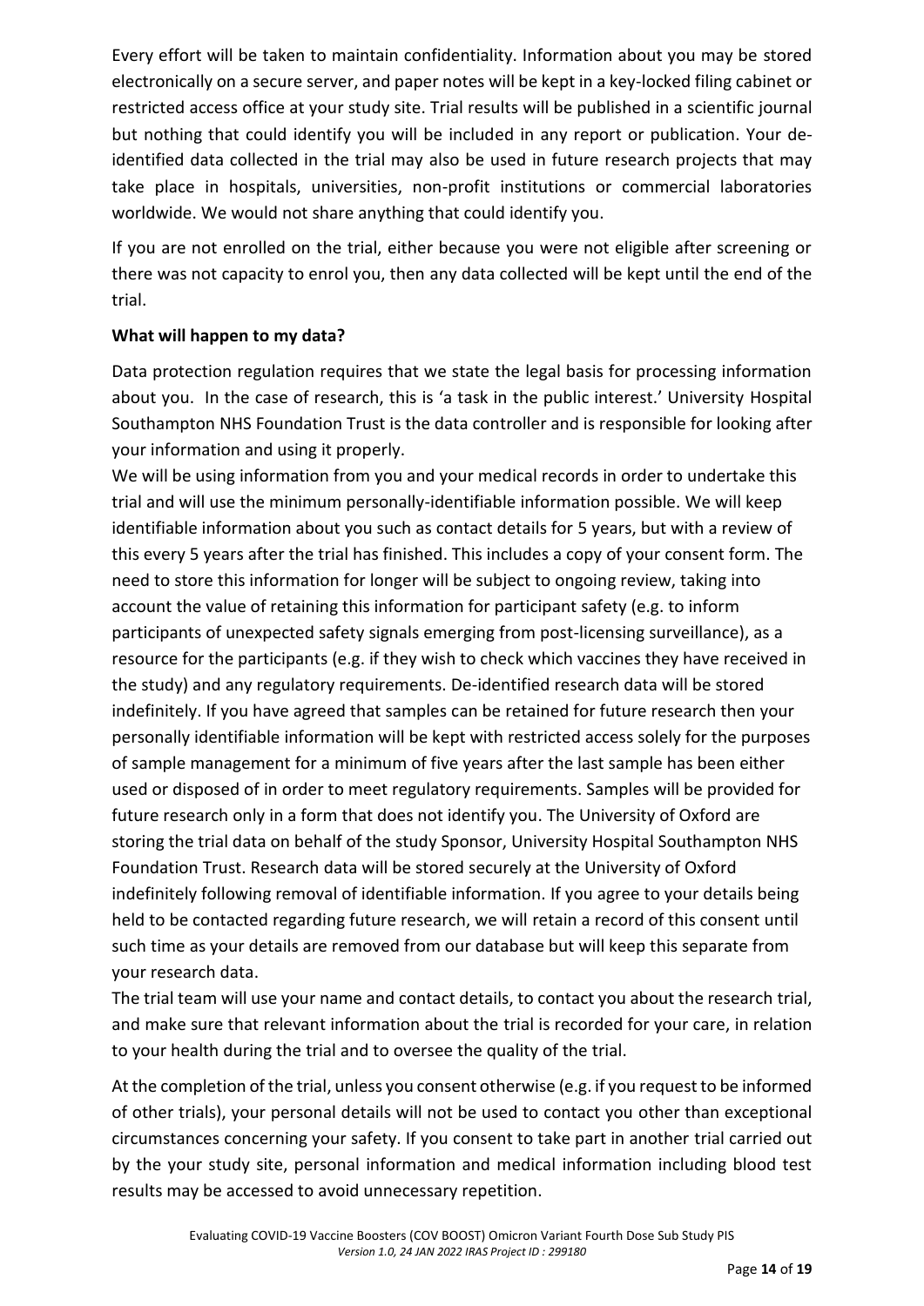Every effort will be taken to maintain confidentiality. Information about you may be stored electronically on a secure server, and paper notes will be kept in a key-locked filing cabinet or restricted access office at your study site. Trial results will be published in a scientific journal but nothing that could identify you will be included in any report or publication. Your de-identified data collected in the trial may also be used in future research projects that may take place in hospitals, universities, non-profit institutions or commercial laboratories worldwide. We would not share anything that could identify you.

If you are not enrolled on the trial, either because you were not eligible after screening or there was not capacity to enrol you, then any data collected will be kept until the end of the trial.

**What will happen to my data?**

Data protection regulation requires that we state the legal basis for processing information about you. In the case of research, this is 'a task in the public interest.' University Hospital Southampton NHS Foundation Trust is the data controller and is responsible for looking after your information and using it properly.

We will be using information from you and your medical records in order to undertake this trial and will use the minimum personally-identifiable information possible. We will keep identifiable information about you such as contact details for 5 years, but with a review of this every 5 years after the trial has finished. This includes a copy of your consent form. The need to store this information for longer will be subject to ongoing review, taking into account the value of retaining this information for participant safety (e.g. to inform participants of unexpected safety signals emerging from post-licensing surveillance), as a resource for the participants (e.g. if they wish to check which vaccines they have received in the study) and any regulatory requirements. De-identified research data will be stored indefinitely. If you have agreed that samples can be retained for future research then your personally identifiable information will be kept with restricted access solely for the purposes of sample management for a minimum of five years after the last sample has been either used or disposed of in order to meet regulatory requirements. Samples will be provided for future research only in a form that does not identify you. The University of Oxford are storing the trial data on behalf of the study Sponsor, University Hospital Southampton NHS Foundation Trust. Research data will be stored securely at the University of Oxford indefinitely following removal of identifiable information. If you agree to your details being held to be contacted regarding future research, we will retain a record of this consent until such time as your details are removed from our database but will keep this separate from your research data.

The trial team will use your name and contact details, to contact you about the research trial, and make sure that relevant information about the trial is recorded for your care, in relation to your health during the trial and to oversee the quality of the trial.

At the completion of the trial, unless you consent otherwise (e.g. if you request to be informed of other trials), your personal details will not be used to contact you other than exceptional circumstances concerning your safety. If you consent to take part in another trial carried out by the your study site, personal information and medical information including blood test results may be accessed to avoid unnecessary repetition.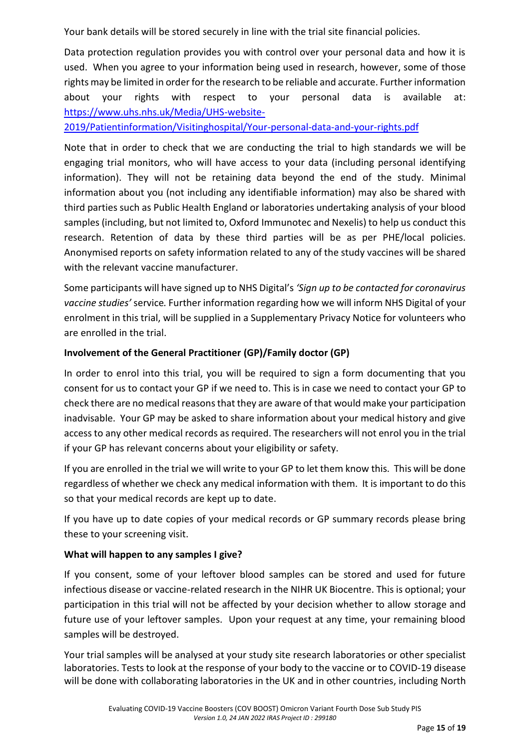Your bank details will be stored securely in line with the trial site financial policies.

Data protection regulation provides you with control over your personal data and how it is used. When you agree to your information being used in research, however, some of those rights may be limited in order for the research to be reliable and accurate. Further information about your rights with respect to your personal data is available at: [https://www.uhs.nhs.uk/Media/UHS-website-2019/Patientinformation/Visitinghospital/Your-personal-data-and-your-rights.pdf](https://www.uhs.nhs.uk/Media/UHS-website-2019/Patientinformation/Visitinghospital/Your-personal-data-and-your-rights.pdf)

Note that in order to check that we are conducting the trial to high standards we will be engaging trial monitors, who will have access to your data (including personal identifying information). They will not be retaining data beyond the end of the study. Minimal information about you (not including any identifiable information) may also be shared with third parties such as Public Health England or laboratories undertaking analysis of your blood samples (including, but not limited to, Oxford Immunotec and Nexelis) to help us conduct this research. Retention of data by these third parties will be as per PHE/local policies. Anonymised reports on safety information related to any of the study vaccines will be shared with the relevant vaccine manufacturer.

Some participants will have signed up to NHS Digital's *'Sign up to be contacted for coronavirus vaccine studies'* service. Further information regarding how we will inform NHS Digital of your enrolment in this trial, will be supplied in a Supplementary Privacy Notice for volunteers who are enrolled in the trial.

**Involvement of the General Practitioner (GP)/Family doctor (GP)**

In order to enrol into this trial, you will be required to sign a form documenting that you consent for us to contact your GP if we need to. This is in case we need to contact your GP to check there are no medical reasons that they are aware of that would make your participation inadvisable. Your GP may be asked to share information about your medical history and give access to any other medical records as required. The researchers will not enrol you in the trial if your GP has relevant concerns about your eligibility or safety.

If you are enrolled in the trial we will write to your GP to let them know this. This will be done regardless of whether we check any medical information with them. It is important to do this so that your medical records are kept up to date.

If you have up to date copies of your medical records or GP summary records please bring these to your screening visit.

**What will happen to any samples I give?**

If you consent, some of your leftover blood samples can be stored and used for future infectious disease or vaccine-related research in the NIHR UK Biocentre. This is optional; your participation in this trial will not be affected by your decision whether to allow storage and future use of your leftover samples. Upon your request at any time, your remaining blood samples will be destroyed.

Your trial samples will be analysed at your study site research laboratories or other specialist laboratories. Tests to look at the response of your body to the vaccine or to COVID-19 disease will be done with collaborating laboratories in the UK and in other countries, including North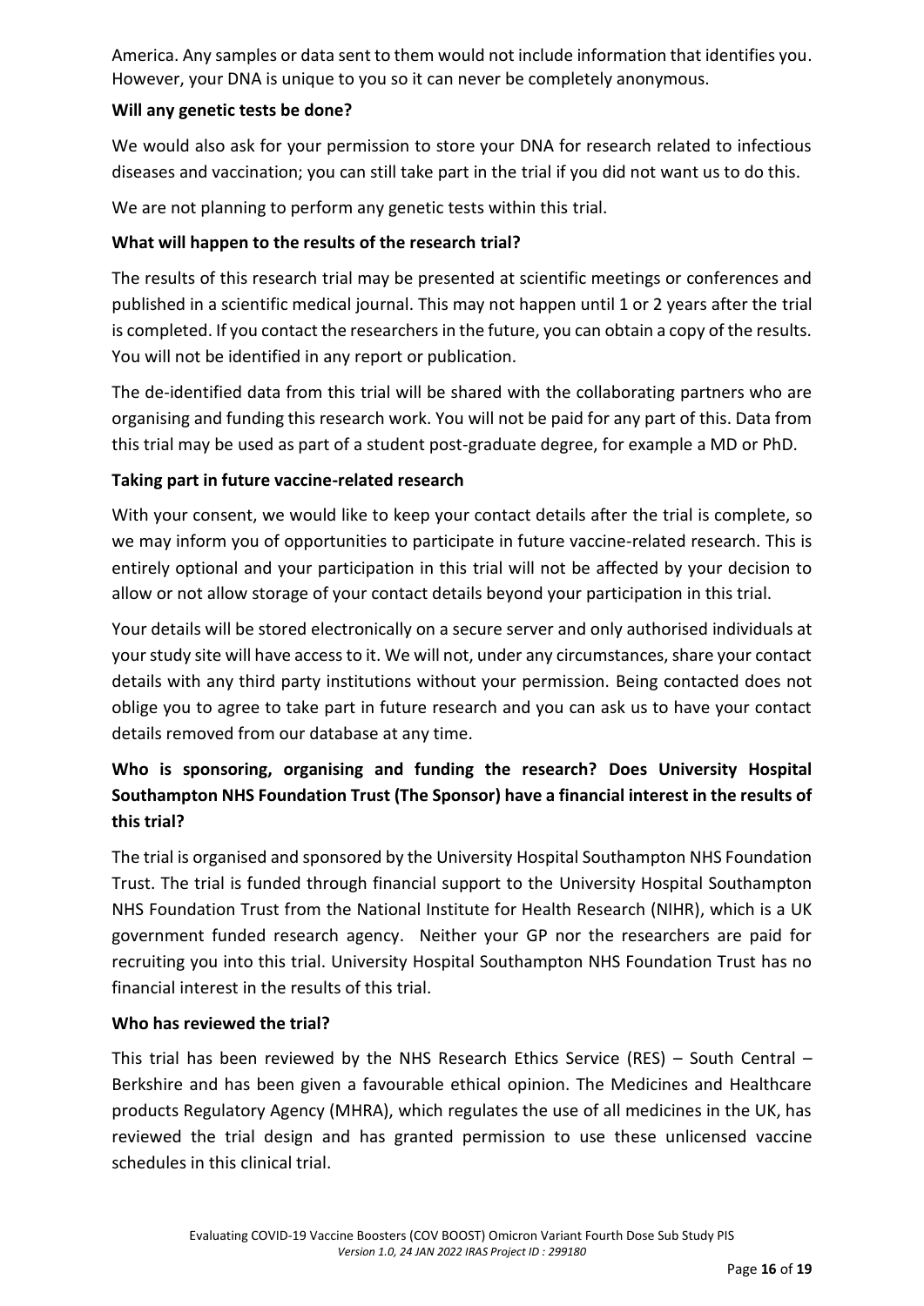America. Any samples or data sent to them would not include information that identifies you. However, your DNA is unique to you so it can never be completely anonymous.

**Will any genetic tests be done?**

We would also ask for your permission to store your DNA for research related to infectious diseases and vaccination; you can still take part in the trial if you did not want us to do this.

We are not planning to perform any genetic tests within this trial.

**What will happen to the results of the research trial?**

The results of this research trial may be presented at scientific meetings or conferences and published in a scientific medical journal. This may not happen until 1 or 2 years after the trial is completed. If you contact the researchers in the future, you can obtain a copy of the results. You will not be identified in any report or publication.

The de-identified data from this trial will be shared with the collaborating partners who are organising and funding this research work. You will not be paid for any part of this. Data from this trial may be used as part of a student post-graduate degree, for example a MD or PhD.

**Taking part in future vaccine-related research**

With your consent, we would like to keep your contact details after the trial is complete, so we may inform you of opportunities to participate in future vaccine-related research. This is entirely optional and your participation in this trial will not be affected by your decision to allow or not allow storage of your contact details beyond your participation in this trial.

Your details will be stored electronically on a secure server and only authorised individuals at your study site will have access to it. We will not, under any circumstances, share your contact details with any third party institutions without your permission. Being contacted does not oblige you to agree to take part in future research and you can ask us to have your contact details removed from our database at any time.

**Who is sponsoring, organising and funding the research? Does University Hospital Southampton NHS Foundation Trust (The Sponsor) have a financial interest in the results of this trial?**

The trial is organised and sponsored by the University Hospital Southampton NHS Foundation Trust. The trial is funded through financial support to the University Hospital Southampton NHS Foundation Trust from the National Institute for Health Research (NIHR), which is a UK government funded research agency. Neither your GP nor the researchers are paid for recruiting you into this trial. University Hospital Southampton NHS Foundation Trust has no financial interest in the results of this trial.

**Who has reviewed the trial?**

This trial has been reviewed by the NHS Research Ethics Service (RES) – South Central – Berkshire and has been given a favourable ethical opinion. The Medicines and Healthcare products Regulatory Agency (MHRA), which regulates the use of all medicines in the UK, has reviewed the trial design and has granted permission to use these unlicensed vaccine schedules in this clinical trial.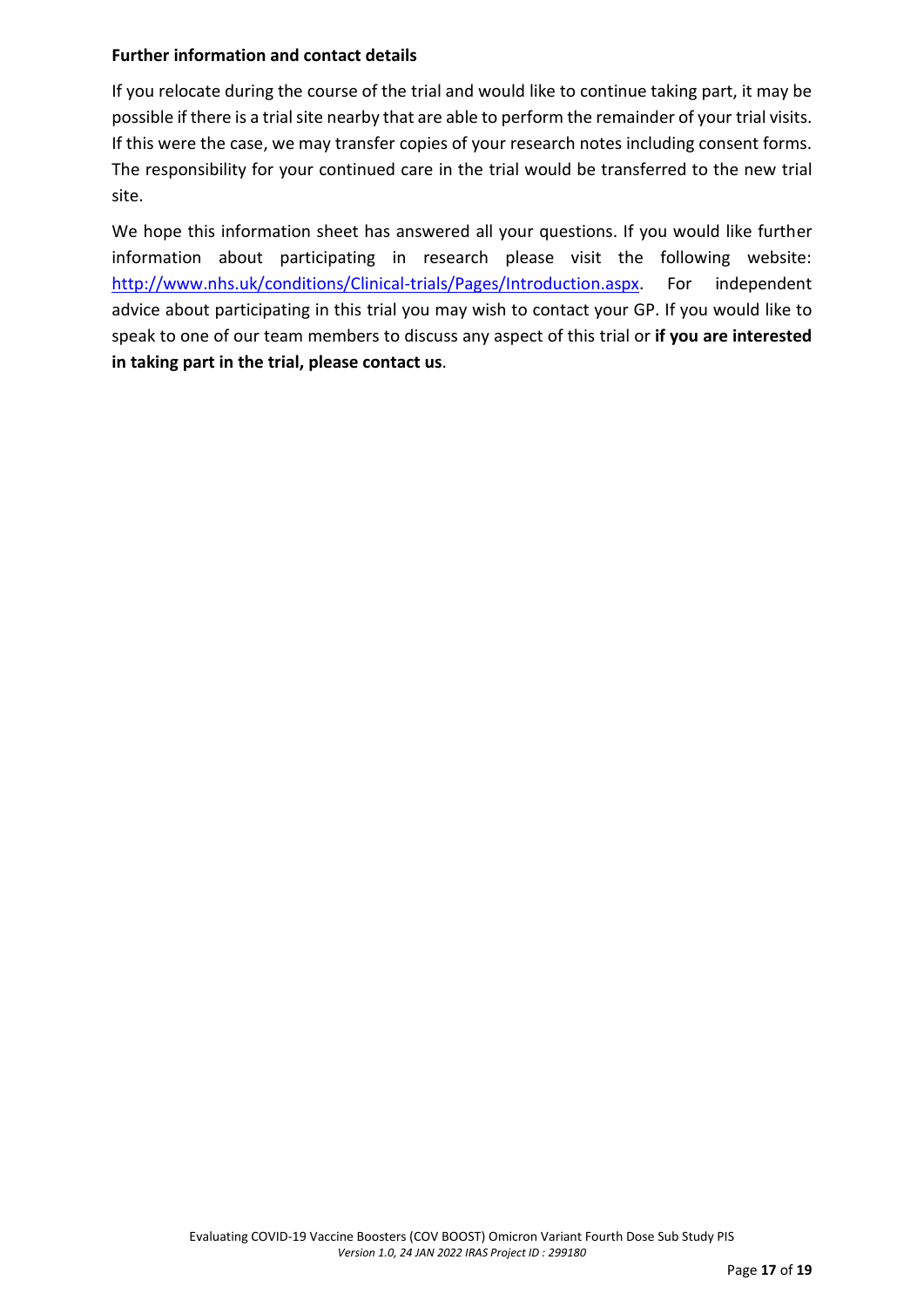**Further information and contact details**

If you relocate during the course of the trial and would like to continue taking part, it may be possible if there is a trial site nearby that are able to perform the remainder of your trial visits. If this were the case, we may transfer copies of your research notes including consent forms. The responsibility for your continued care in the trial would be transferred to the new trial site.

We hope this information sheet has answered all your questions. If you would like further information about participating in research please visit the following website: [http://www.nhs.uk/conditions/Clinical-trials/Pages/Introduction.aspx](http://www.nhs.uk/conditions/Clinical-trials/Pages/Introduction.aspx). For independent advice about participating in this trial you may wish to contact your GP. If you would like to speak to one of our team members to discuss any aspect of this trial or **if you are interested in taking part in the trial, please contact us**.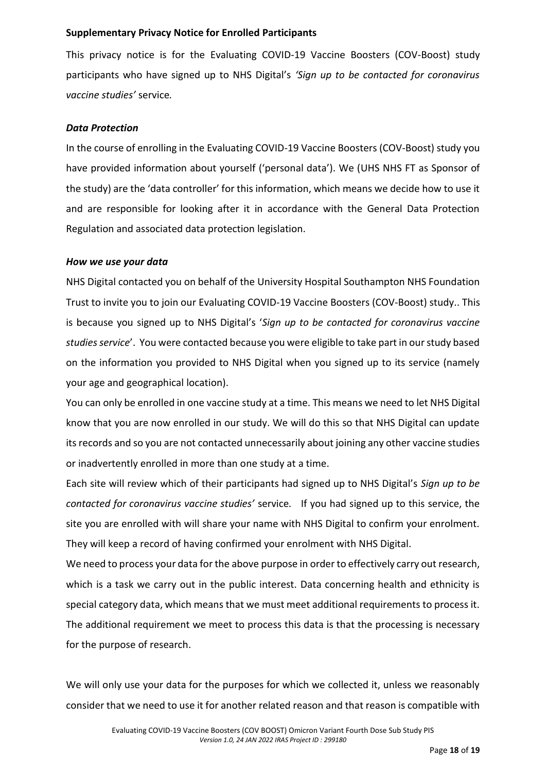**Supplementary Privacy Notice for Enrolled Participants**

This privacy notice is for the Evaluating COVID-19 Vaccine Boosters (COV-Boost) study participants who have signed up to NHS Digital's *'Sign up to be contacted for coronavirus vaccine studies'* service*.*

***Data Protection***

In the course of enrolling in the Evaluating COVID-19 Vaccine Boosters (COV-Boost) study you have provided information about yourself ('personal data'). We (UHS NHS FT as Sponsor of the study) are the 'data controller' for this information, which means we decide how to use it and are responsible for looking after it in accordance with the General Data Protection Regulation and associated data protection legislation.

***How we use your data***

NHS Digital contacted you on behalf of the University Hospital Southampton NHS Foundation Trust to invite you to join our Evaluating COVID-19 Vaccine Boosters (COV-Boost) study.. This is because you signed up to NHS Digital's '*Sign up to be contacted for coronavirus vaccine studies service*'. You were contacted because you were eligible to take part in our study based on the information you provided to NHS Digital when you signed up to its service (namely your age and geographical location).

You can only be enrolled in one vaccine study at a time. This means we need to let NHS Digital know that you are now enrolled in our study. We will do this so that NHS Digital can update its records and so you are not contacted unnecessarily about joining any other vaccine studies or inadvertently enrolled in more than one study at a time.

Each site will review which of their participants had signed up to NHS Digital's *Sign up to be contacted for coronavirus vaccine studies'* service*.* If you had signed up to this service, the site you are enrolled with will share your name with NHS Digital to confirm your enrolment. They will keep a record of having confirmed your enrolment with NHS Digital.

We need to process your data for the above purpose in order to effectively carry out research, which is a task we carry out in the public interest. Data concerning health and ethnicity is special category data, which means that we must meet additional requirements to process it. The additional requirement we meet to process this data is that the processing is necessary for the purpose of research.

We will only use your data for the purposes for which we collected it, unless we reasonably consider that we need to use it for another related reason and that reason is compatible with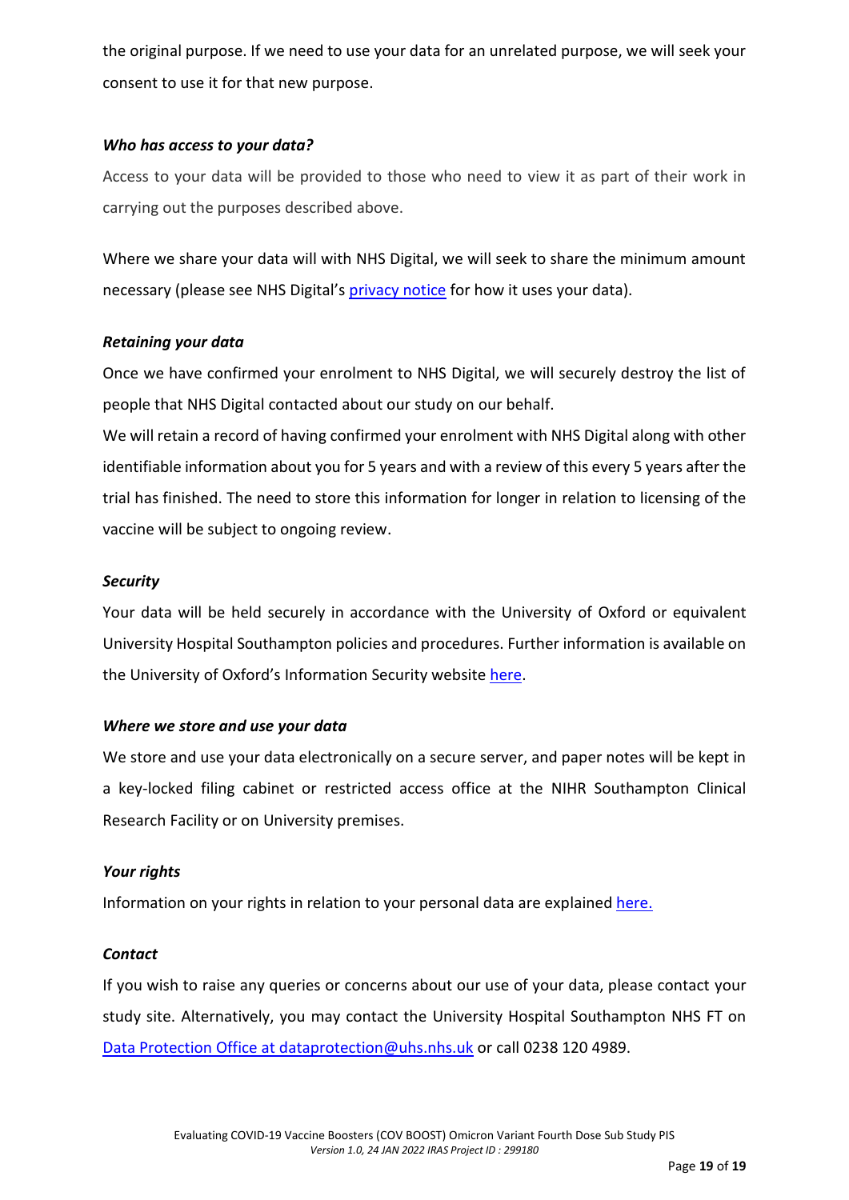the original purpose. If we need to use your data for an unrelated purpose, we will seek your consent to use it for that new purpose.

***Who has access to your data?***

Access to your data will be provided to those who need to view it as part of their work in carrying out the purposes described above.

Where we share your data will with NHS Digital, we will seek to share the minimum amount necessary (please see NHS Digital's [privacy notice]() for how it uses your data).

***Retaining your data***

Once we have confirmed your enrolment to NHS Digital, we will securely destroy the list of people that NHS Digital contacted about our study on our behalf.

We will retain a record of having confirmed your enrolment with NHS Digital along with other identifiable information about you for 5 years and with a review of this every 5 years after the trial has finished. The need to store this information for longer in relation to licensing of the vaccine will be subject to ongoing review.

***Security***

Your data will be held securely in accordance with the University of Oxford or equivalent University Hospital Southampton policies and procedures. Further information is available on the University of Oxford's Information Security website [here]().

***Where we store and use your data***

We store and use your data electronically on a secure server, and paper notes will be kept in a key-locked filing cabinet or restricted access office at the NIHR Southampton Clinical Research Facility or on University premises.

***Your rights***

Information on your rights in relation to your personal data are explained [here.]()

***Contact***

If you wish to raise any queries or concerns about our use of your data, please contact your study site. Alternatively, you may contact the University Hospital Southampton NHS FT on [Data Protection Office at dataprotection@uhs.nhs.uk]() or call 0238 120 4989.